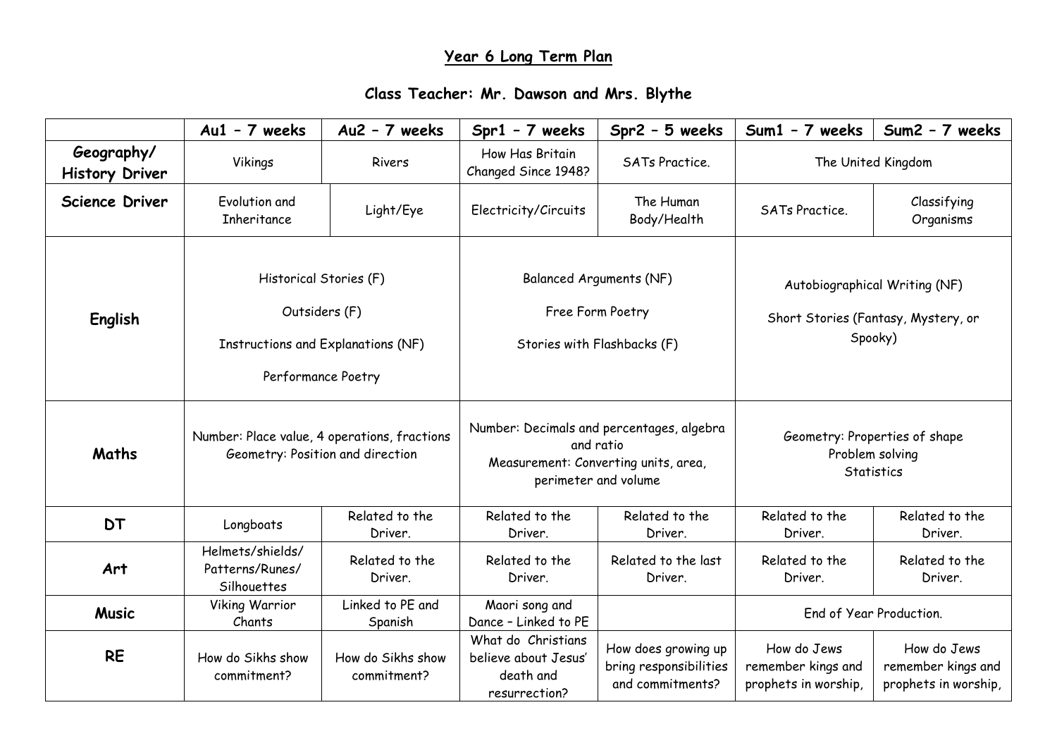# Year 6 Long Term Plan

## Class Teacher: Mr. Dawson and Mrs. Blythe

| | Au1 – 7 weeks | Au2 – 7 weeks | Spr1 – 7 weeks | Spr2 – 5 weeks | Sum1 – 7 weeks | Sum2 – 7 weeks |
|---|---|---|---|---|---|---|
| **Geography/ History Driver** | Vikings | Rivers | How Has Britain Changed Since 1948? | SATs Practice. | The United Kingdom | |
| **Science Driver** | Evolution and Inheritance | Light/Eye | Electricity/Circuits | The Human Body/Health | SATs Practice. | Classifying Organisms |
| **English** | Historical Stories (F)<br>Outsiders (F)<br>Instructions and Explanations (NF)<br>Performance Poetry | | Balanced Arguments (NF)<br>Free Form Poetry<br>Stories with Flashbacks (F) | | Autobiographical Writing (NF)<br>Short Stories (Fantasy, Mystery, or Spooky) | |
| **Maths** | Number: Place value, 4 operations, fractions<br>Geometry: Position and direction | | Number: Decimals and percentages, algebra and ratio<br>Measurement: Converting units, area, perimeter and volume | | Geometry: Properties of shape<br>Problem solving<br>Statistics | |
| **DT** | Longboats | Related to the Driver. | Related to the Driver. | Related to the Driver. | Related to the Driver. | Related to the Driver. |
| **Art** | Helmets/shields/ Patterns/Runes/ Silhouettes | Related to the Driver. | Related to the Driver. | Related to the last Driver. | Related to the Driver. | Related to the Driver. |
| **Music** | Viking Warrior Chants | Linked to PE and Spanish | Maori song and Dance – Linked to PE | | End of Year Production. | |
| **RE** | How do Sikhs show commitment? | How do Sikhs show commitment? | What do Christians believe about Jesus' death and resurrection? | How does growing up bring responsibilities and commitments? | How do Jews remember kings and prophets in worship, | How do Jews remember kings and prophets in worship, |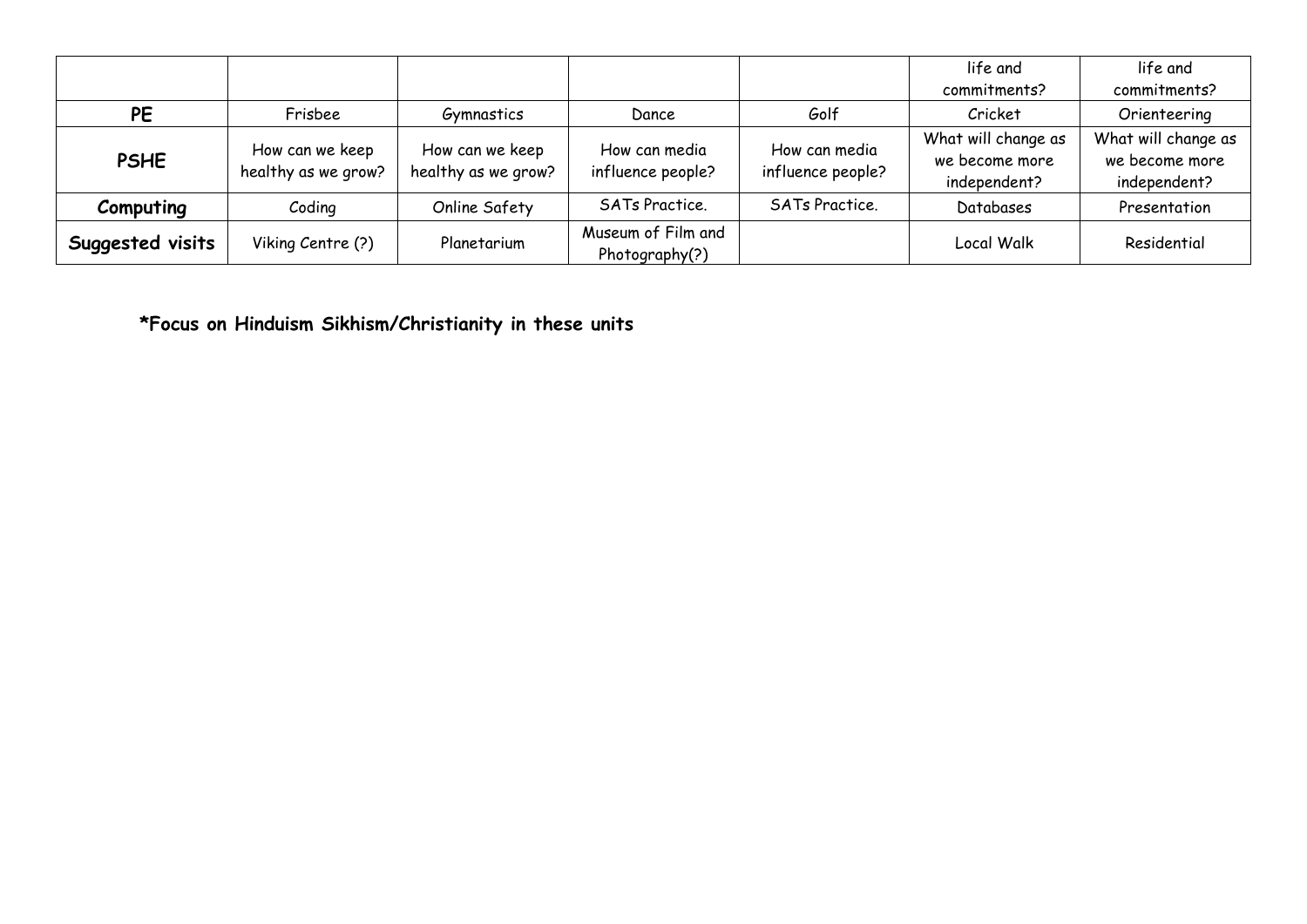| | | | | | | |
|---|---|---|---|---|---|---|
| | | | | | life and commitments? | life and commitments? |
| **PE** | Frisbee | Gymnastics | Dance | Golf | Cricket | Orienteering |
| **PSHE** | How can we keep healthy as we grow? | How can we keep healthy as we grow? | How can media influence people? | How can media influence people? | What will change as we become more independent? | What will change as we become more independent? |
| **Computing** | Coding | Online Safety | SATs Practice. | SATs Practice. | Databases | Presentation |
| **Suggested visits** | Viking Centre (?) | Planetarium | Museum of Film and Photography(?) | | Local Walk | Residential |

***Focus on Hinduism Sikhism/Christianity in these units**